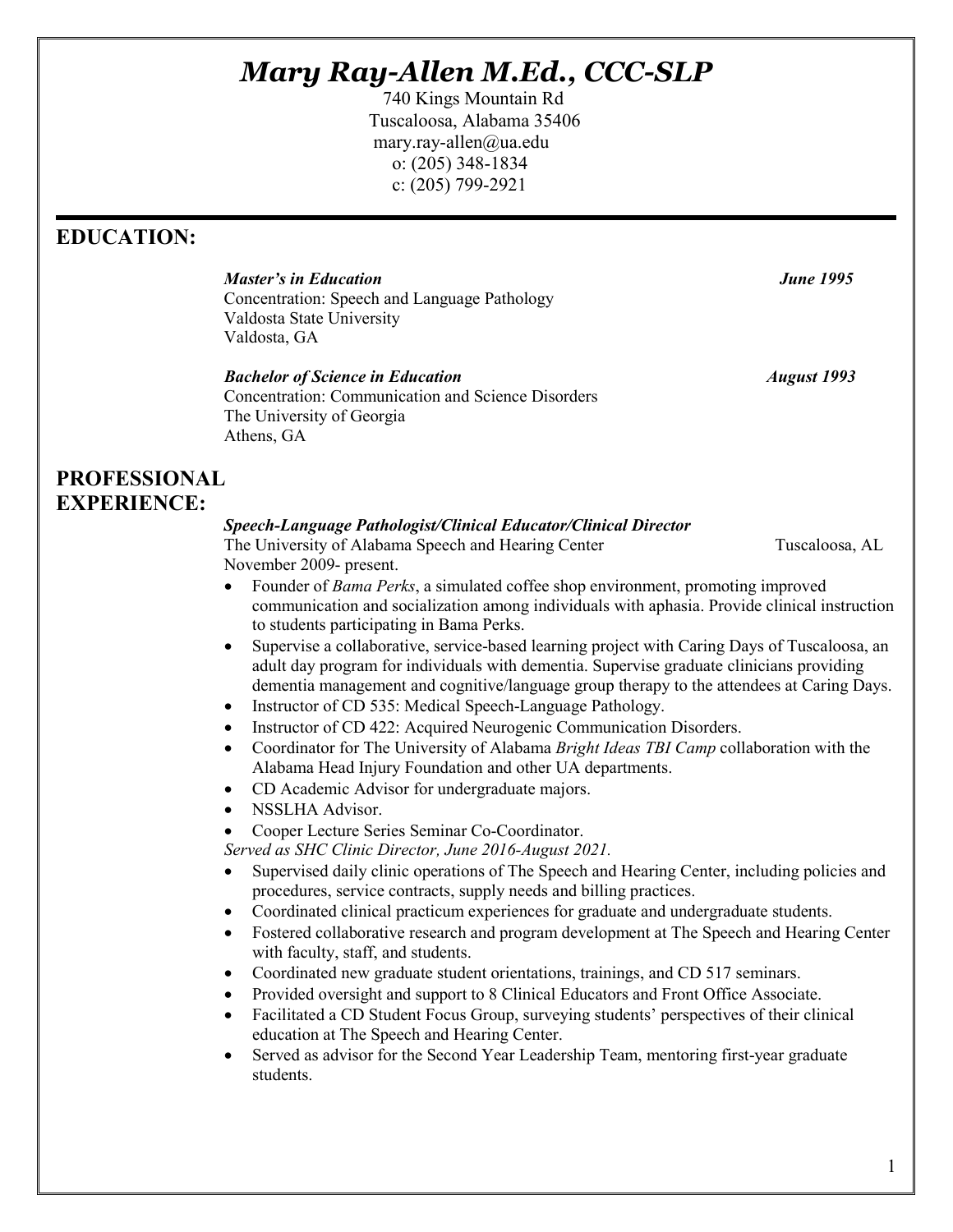# *Mary Ray-Allen M.Ed., CCC-SLP*

740 Kings Mountain Rd
Tuscaloosa, Alabama 35406
mary.ray-allen@ua.edu
o: (205) 348-1834
c: (205) 799-2921

## EDUCATION:

***Master's in Education*** ***June 1995***
Concentration: Speech and Language Pathology
Valdosta State University
Valdosta, GA

***Bachelor of Science in Education*** ***August 1993***
Concentration: Communication and Science Disorders
The University of Georgia
Athens, GA

## PROFESSIONAL EXPERIENCE:

***Speech-Language Pathologist/Clinical Educator/Clinical Director***
The University of Alabama Speech and Hearing Center Tuscaloosa, AL
November 2009- present.

- Founder of *Bama Perks*, a simulated coffee shop environment, promoting improved communication and socialization among individuals with aphasia. Provide clinical instruction to students participating in Bama Perks.
- Supervise a collaborative, service-based learning project with Caring Days of Tuscaloosa, an adult day program for individuals with dementia. Supervise graduate clinicians providing dementia management and cognitive/language group therapy to the attendees at Caring Days.
- Instructor of CD 535: Medical Speech-Language Pathology.
- Instructor of CD 422: Acquired Neurogenic Communication Disorders.
- Coordinator for The University of Alabama *Bright Ideas TBI Camp* collaboration with the Alabama Head Injury Foundation and other UA departments.
- CD Academic Advisor for undergraduate majors.
- NSSLHA Advisor.
- Cooper Lecture Series Seminar Co-Coordinator.

*Served as SHC Clinic Director, June 2016-August 2021.*

- Supervised daily clinic operations of The Speech and Hearing Center, including policies and procedures, service contracts, supply needs and billing practices.
- Coordinated clinical practicum experiences for graduate and undergraduate students.
- Fostered collaborative research and program development at The Speech and Hearing Center with faculty, staff, and students.
- Coordinated new graduate student orientations, trainings, and CD 517 seminars.
- Provided oversight and support to 8 Clinical Educators and Front Office Associate.
- Facilitated a CD Student Focus Group, surveying students' perspectives of their clinical education at The Speech and Hearing Center.
- Served as advisor for the Second Year Leadership Team, mentoring first-year graduate students.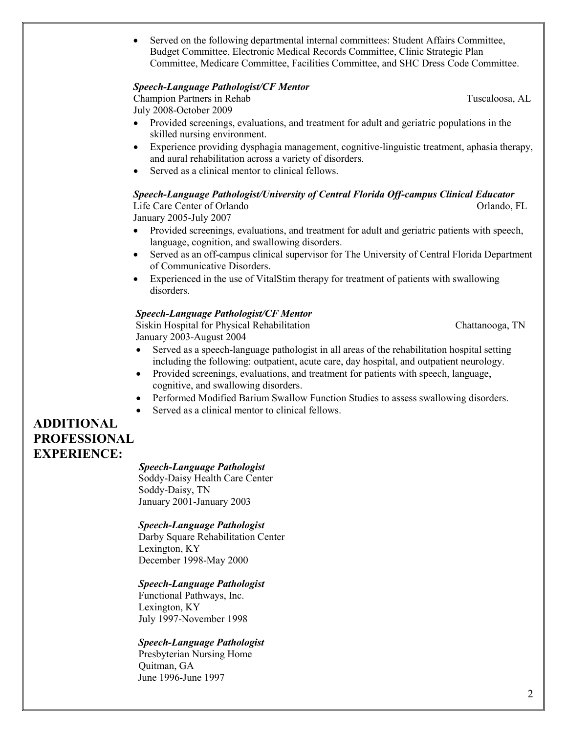- Served on the following departmental internal committees: Student Affairs Committee, Budget Committee, Electronic Medical Records Committee, Clinic Strategic Plan Committee, Medicare Committee, Facilities Committee, and SHC Dress Code Committee.

***Speech-Language Pathologist/CF Mentor***
Champion Partners in Rehab — Tuscaloosa, AL
July 2008-October 2009

- Provided screenings, evaluations, and treatment for adult and geriatric populations in the skilled nursing environment.
- Experience providing dysphagia management, cognitive-linguistic treatment, aphasia therapy, and aural rehabilitation across a variety of disorders.
- Served as a clinical mentor to clinical fellows.

***Speech-Language Pathologist/University of Central Florida Off-campus Clinical Educator***
Life Care Center of Orlando — Orlando, FL
January 2005-July 2007

- Provided screenings, evaluations, and treatment for adult and geriatric patients with speech, language, cognition, and swallowing disorders.
- Served as an off-campus clinical supervisor for The University of Central Florida Department of Communicative Disorders.
- Experienced in the use of VitalStim therapy for treatment of patients with swallowing disorders.

***Speech-Language Pathologist/CF Mentor***
Siskin Hospital for Physical Rehabilitation — Chattanooga, TN
January 2003-August 2004

- Served as a speech-language pathologist in all areas of the rehabilitation hospital setting including the following: outpatient, acute care, day hospital, and outpatient neurology.
- Provided screenings, evaluations, and treatment for patients with speech, language, cognitive, and swallowing disorders.
- Performed Modified Barium Swallow Function Studies to assess swallowing disorders.
- Served as a clinical mentor to clinical fellows.

## ADDITIONAL PROFESSIONAL EXPERIENCE:

***Speech-Language Pathologist***
Soddy-Daisy Health Care Center
Soddy-Daisy, TN
January 2001-January 2003

***Speech-Language Pathologist***
Darby Square Rehabilitation Center
Lexington, KY
December 1998-May 2000

***Speech-Language Pathologist***
Functional Pathways, Inc.
Lexington, KY
July 1997-November 1998

***Speech-Language Pathologist***
Presbyterian Nursing Home
Quitman, GA
June 1996-June 1997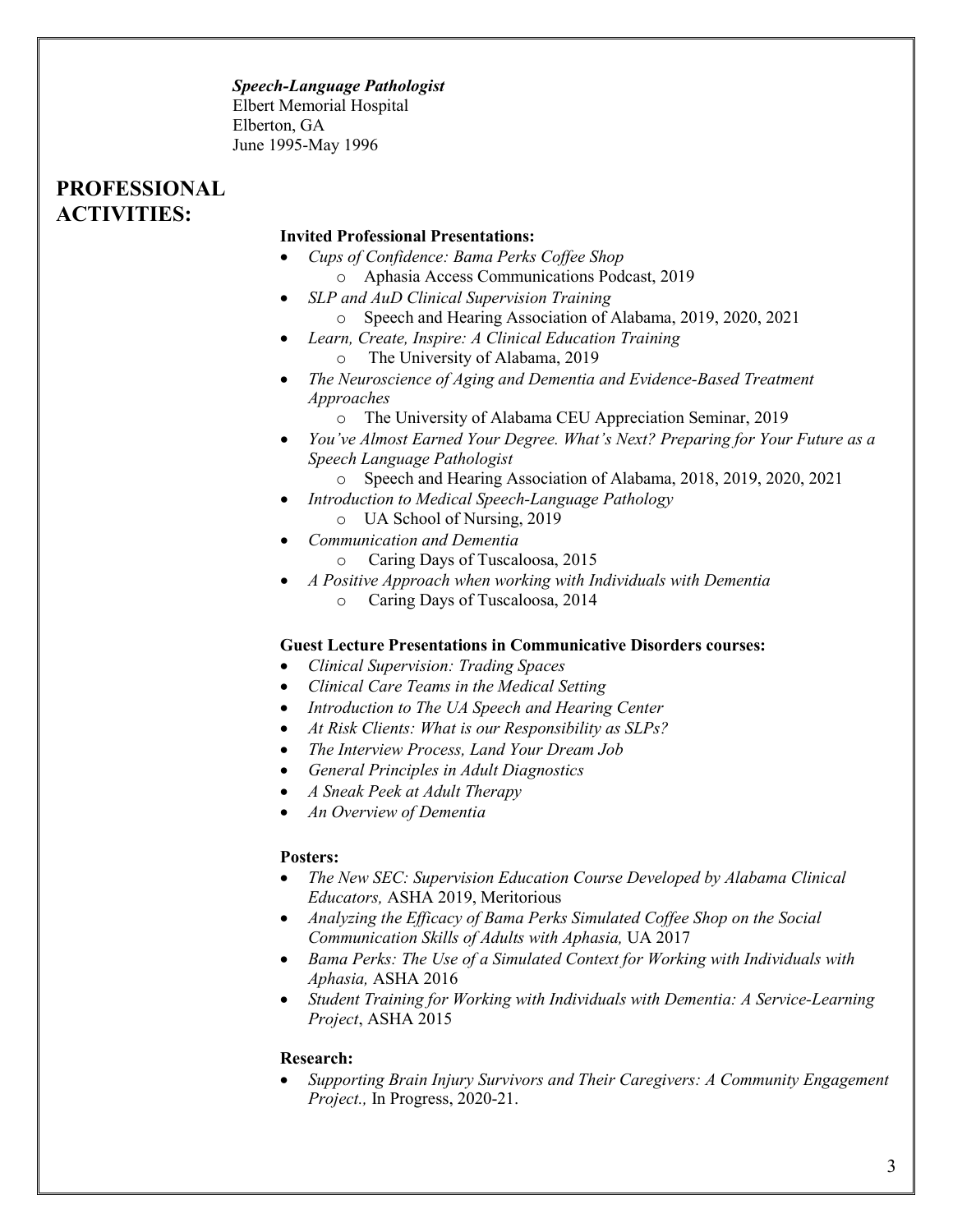***Speech-Language Pathologist***
Elbert Memorial Hospital
Elberton, GA
June 1995-May 1996

## PROFESSIONAL ACTIVITIES:

**Invited Professional Presentations:**

- *Cups of Confidence: Bama Perks Coffee Shop*
  - Aphasia Access Communications Podcast, 2019
- *SLP and AuD Clinical Supervision Training*
  - Speech and Hearing Association of Alabama, 2019, 2020, 2021
- *Learn, Create, Inspire: A Clinical Education Training*
  - The University of Alabama, 2019
- *The Neuroscience of Aging and Dementia and Evidence-Based Treatment Approaches*
  - The University of Alabama CEU Appreciation Seminar, 2019
- *You've Almost Earned Your Degree. What's Next? Preparing for Your Future as a Speech Language Pathologist*
  - Speech and Hearing Association of Alabama, 2018, 2019, 2020, 2021
- *Introduction to Medical Speech-Language Pathology*
  - UA School of Nursing, 2019
- *Communication and Dementia*
  - Caring Days of Tuscaloosa, 2015
- *A Positive Approach when working with Individuals with Dementia*
  - Caring Days of Tuscaloosa, 2014

**Guest Lecture Presentations in Communicative Disorders courses:**

- *Clinical Supervision: Trading Spaces*
- *Clinical Care Teams in the Medical Setting*
- *Introduction to The UA Speech and Hearing Center*
- *At Risk Clients: What is our Responsibility as SLPs?*
- *The Interview Process, Land Your Dream Job*
- *General Principles in Adult Diagnostics*
- *A Sneak Peek at Adult Therapy*
- *An Overview of Dementia*

**Posters:**

- *The New SEC: Supervision Education Course Developed by Alabama Clinical Educators,* ASHA 2019, Meritorious
- *Analyzing the Efficacy of Bama Perks Simulated Coffee Shop on the Social Communication Skills of Adults with Aphasia,* UA 2017
- *Bama Perks: The Use of a Simulated Context for Working with Individuals with Aphasia,* ASHA 2016
- *Student Training for Working with Individuals with Dementia: A Service-Learning Project*, ASHA 2015

**Research:**

- *Supporting Brain Injury Survivors and Their Caregivers: A Community Engagement Project.,* In Progress, 2020-21.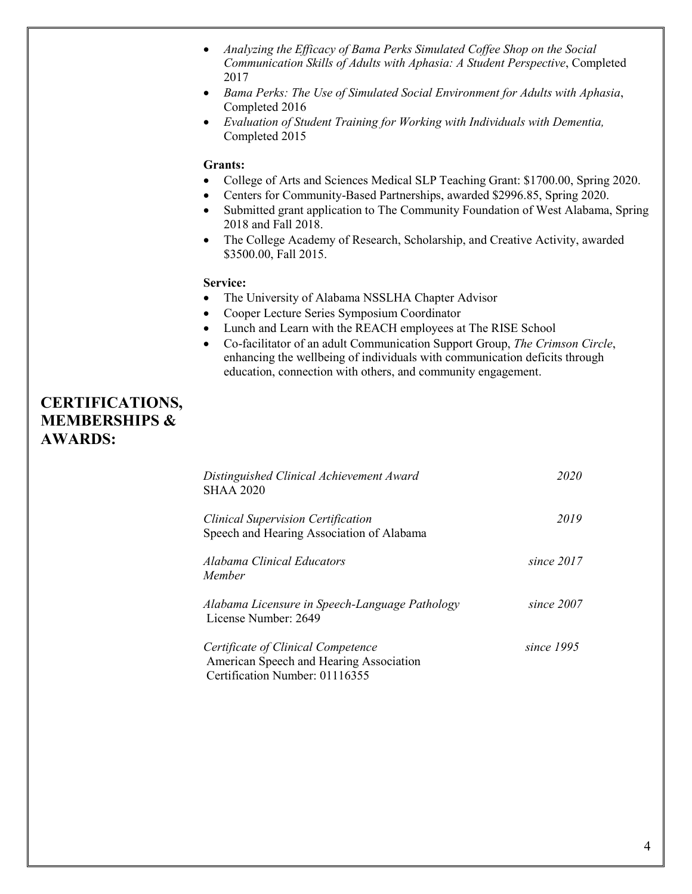- *Analyzing the Efficacy of Bama Perks Simulated Coffee Shop on the Social Communication Skills of Adults with Aphasia: A Student Perspective*, Completed 2017
- *Bama Perks: The Use of Simulated Social Environment for Adults with Aphasia*, Completed 2016
- *Evaluation of Student Training for Working with Individuals with Dementia,* Completed 2015

**Grants:**

- College of Arts and Sciences Medical SLP Teaching Grant: $1700.00, Spring 2020.
- Centers for Community-Based Partnerships, awarded $2996.85, Spring 2020.
- Submitted grant application to The Community Foundation of West Alabama, Spring 2018 and Fall 2018.
- The College Academy of Research, Scholarship, and Creative Activity, awarded $3500.00, Fall 2015.

**Service:**

- The University of Alabama NSSLHA Chapter Advisor
- Cooper Lecture Series Symposium Coordinator
- Lunch and Learn with the REACH employees at The RISE School
- Co-facilitator of an adult Communication Support Group, *The Crimson Circle*, enhancing the wellbeing of individuals with communication deficits through education, connection with others, and community engagement.

## CERTIFICATIONS, MEMBERSHIPS & AWARDS:

*Distinguished Clinical Achievement Award* — *2020*
SHAA 2020

*Clinical Supervision Certification* — *2019*
Speech and Hearing Association of Alabama

*Alabama Clinical Educators* — *since 2017*
*Member*

*Alabama Licensure in Speech-Language Pathology* — *since 2007*
License Number: 2649

*Certificate of Clinical Competence* — *since 1995*
American Speech and Hearing Association
Certification Number: 01116355